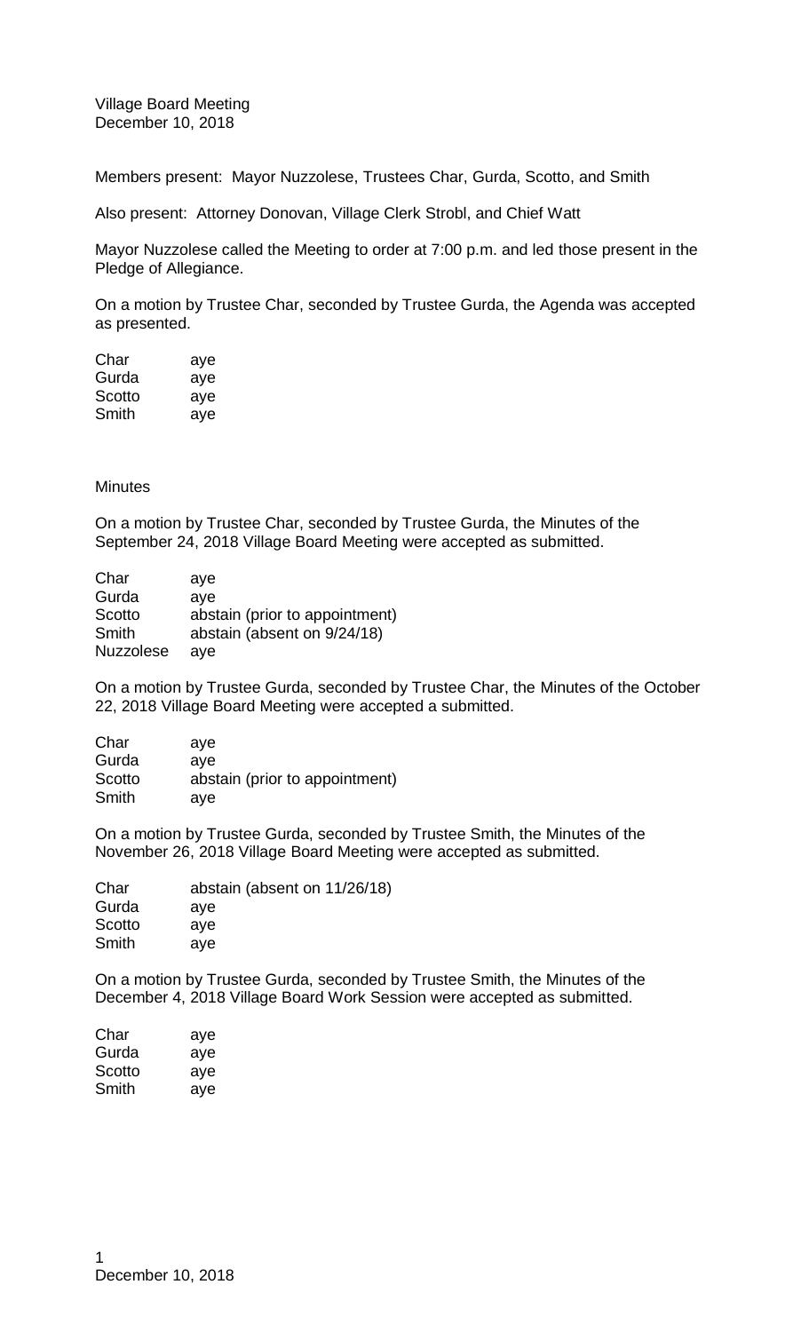Village Board Meeting
December 10, 2018

Members present: Mayor Nuzzolese, Trustees Char, Gurda, Scotto, and Smith

Also present: Attorney Donovan, Village Clerk Strobl, and Chief Watt

Mayor Nuzzolese called the Meeting to order at 7:00 p.m. and led those present in the Pledge of Allegiance.

On a motion by Trustee Char, seconded by Trustee Gurda, the Agenda was accepted as presented.

| | |
|---|---|
| Char | aye |
| Gurda | aye |
| Scotto | aye |
| Smith | aye |

Minutes

On a motion by Trustee Char, seconded by Trustee Gurda, the Minutes of the September 24, 2018 Village Board Meeting were accepted as submitted.

| | |
|---|---|
| Char | aye |
| Gurda | aye |
| Scotto | abstain (prior to appointment) |
| Smith | abstain (absent on 9/24/18) |
| Nuzzolese | aye |

On a motion by Trustee Gurda, seconded by Trustee Char, the Minutes of the October 22, 2018 Village Board Meeting were accepted a submitted.

| | |
|---|---|
| Char | aye |
| Gurda | aye |
| Scotto | abstain (prior to appointment) |
| Smith | aye |

On a motion by Trustee Gurda, seconded by Trustee Smith, the Minutes of the November 26, 2018 Village Board Meeting were accepted as submitted.

| | |
|---|---|
| Char | abstain (absent on 11/26/18) |
| Gurda | aye |
| Scotto | aye |
| Smith | aye |

On a motion by Trustee Gurda, seconded by Trustee Smith, the Minutes of the December 4, 2018 Village Board Work Session were accepted as submitted.

| | |
|---|---|
| Char | aye |
| Gurda | aye |
| Scotto | aye |
| Smith | aye |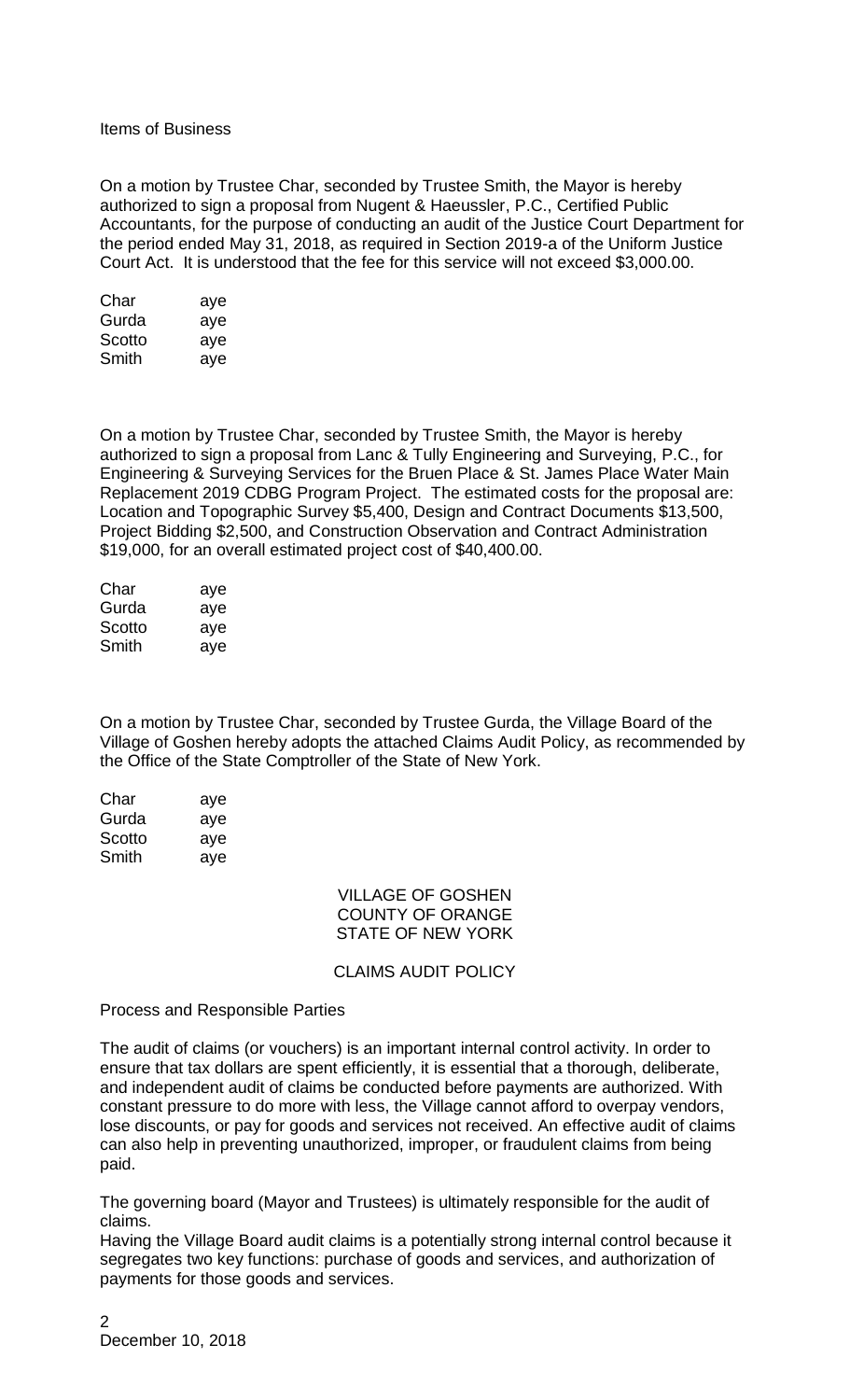Items of Business

On a motion by Trustee Char, seconded by Trustee Smith, the Mayor is hereby authorized to sign a proposal from Nugent & Haeussler, P.C., Certified Public Accountants, for the purpose of conducting an audit of the Justice Court Department for the period ended May 31, 2018, as required in Section 2019-a of the Uniform Justice Court Act. It is understood that the fee for this service will not exceed $3,000.00.

| | |
|---|---|
| Char | aye |
| Gurda | aye |
| Scotto | aye |
| Smith | aye |

On a motion by Trustee Char, seconded by Trustee Smith, the Mayor is hereby authorized to sign a proposal from Lanc & Tully Engineering and Surveying, P.C., for Engineering & Surveying Services for the Bruen Place & St. James Place Water Main Replacement 2019 CDBG Program Project. The estimated costs for the proposal are: Location and Topographic Survey $5,400, Design and Contract Documents $13,500, Project Bidding $2,500, and Construction Observation and Contract Administration $19,000, for an overall estimated project cost of $40,400.00.

| | |
|---|---|
| Char | aye |
| Gurda | aye |
| Scotto | aye |
| Smith | aye |

On a motion by Trustee Char, seconded by Trustee Gurda, the Village Board of the Village of Goshen hereby adopts the attached Claims Audit Policy, as recommended by the Office of the State Comptroller of the State of New York.

| | |
|---|---|
| Char | aye |
| Gurda | aye |
| Scotto | aye |
| Smith | aye |

VILLAGE OF GOSHEN
COUNTY OF ORANGE
STATE OF NEW YORK

## CLAIMS AUDIT POLICY

Process and Responsible Parties

The audit of claims (or vouchers) is an important internal control activity. In order to ensure that tax dollars are spent efficiently, it is essential that a thorough, deliberate, and independent audit of claims be conducted before payments are authorized. With constant pressure to do more with less, the Village cannot afford to overpay vendors, lose discounts, or pay for goods and services not received. An effective audit of claims can also help in preventing unauthorized, improper, or fraudulent claims from being paid.

The governing board (Mayor and Trustees) is ultimately responsible for the audit of claims.

Having the Village Board audit claims is a potentially strong internal control because it segregates two key functions: purchase of goods and services, and authorization of payments for those goods and services.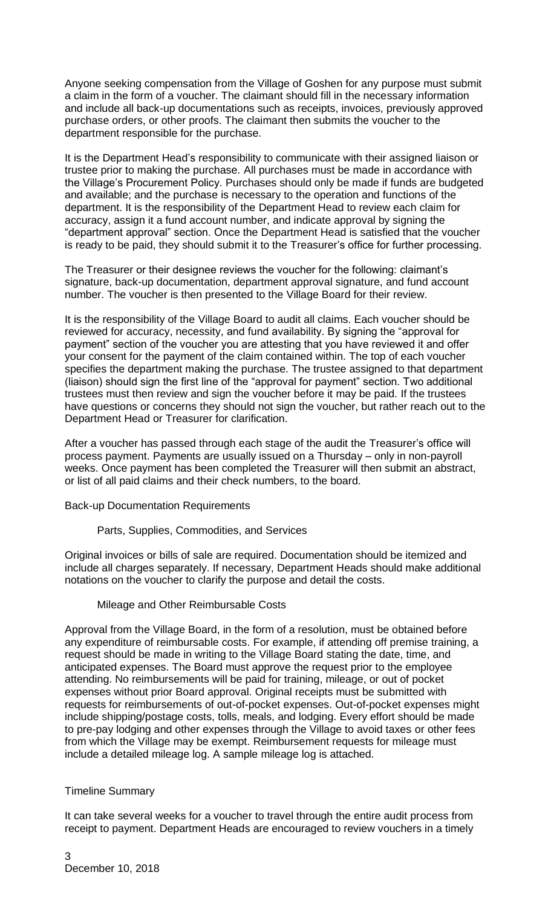Anyone seeking compensation from the Village of Goshen for any purpose must submit a claim in the form of a voucher. The claimant should fill in the necessary information and include all back-up documentations such as receipts, invoices, previously approved purchase orders, or other proofs. The claimant then submits the voucher to the department responsible for the purchase.

It is the Department Head's responsibility to communicate with their assigned liaison or trustee prior to making the purchase. All purchases must be made in accordance with the Village's Procurement Policy. Purchases should only be made if funds are budgeted and available; and the purchase is necessary to the operation and functions of the department. It is the responsibility of the Department Head to review each claim for accuracy, assign it a fund account number, and indicate approval by signing the "department approval" section. Once the Department Head is satisfied that the voucher is ready to be paid, they should submit it to the Treasurer's office for further processing.

The Treasurer or their designee reviews the voucher for the following: claimant's signature, back-up documentation, department approval signature, and fund account number. The voucher is then presented to the Village Board for their review.

It is the responsibility of the Village Board to audit all claims. Each voucher should be reviewed for accuracy, necessity, and fund availability. By signing the "approval for payment" section of the voucher you are attesting that you have reviewed it and offer your consent for the payment of the claim contained within. The top of each voucher specifies the department making the purchase. The trustee assigned to that department (liaison) should sign the first line of the "approval for payment" section. Two additional trustees must then review and sign the voucher before it may be paid. If the trustees have questions or concerns they should not sign the voucher, but rather reach out to the Department Head or Treasurer for clarification.

After a voucher has passed through each stage of the audit the Treasurer's office will process payment. Payments are usually issued on a Thursday – only in non-payroll weeks. Once payment has been completed the Treasurer will then submit an abstract, or list of all paid claims and their check numbers, to the board.

## Back-up Documentation Requirements

### Parts, Supplies, Commodities, and Services

Original invoices or bills of sale are required. Documentation should be itemized and include all charges separately. If necessary, Department Heads should make additional notations on the voucher to clarify the purpose and detail the costs.

### Mileage and Other Reimbursable Costs

Approval from the Village Board, in the form of a resolution, must be obtained before any expenditure of reimbursable costs. For example, if attending off premise training, a request should be made in writing to the Village Board stating the date, time, and anticipated expenses. The Board must approve the request prior to the employee attending. No reimbursements will be paid for training, mileage, or out of pocket expenses without prior Board approval. Original receipts must be submitted with requests for reimbursements of out-of-pocket expenses. Out-of-pocket expenses might include shipping/postage costs, tolls, meals, and lodging. Every effort should be made to pre-pay lodging and other expenses through the Village to avoid taxes or other fees from which the Village may be exempt. Reimbursement requests for mileage must include a detailed mileage log. A sample mileage log is attached.

## Timeline Summary

It can take several weeks for a voucher to travel through the entire audit process from receipt to payment. Department Heads are encouraged to review vouchers in a timely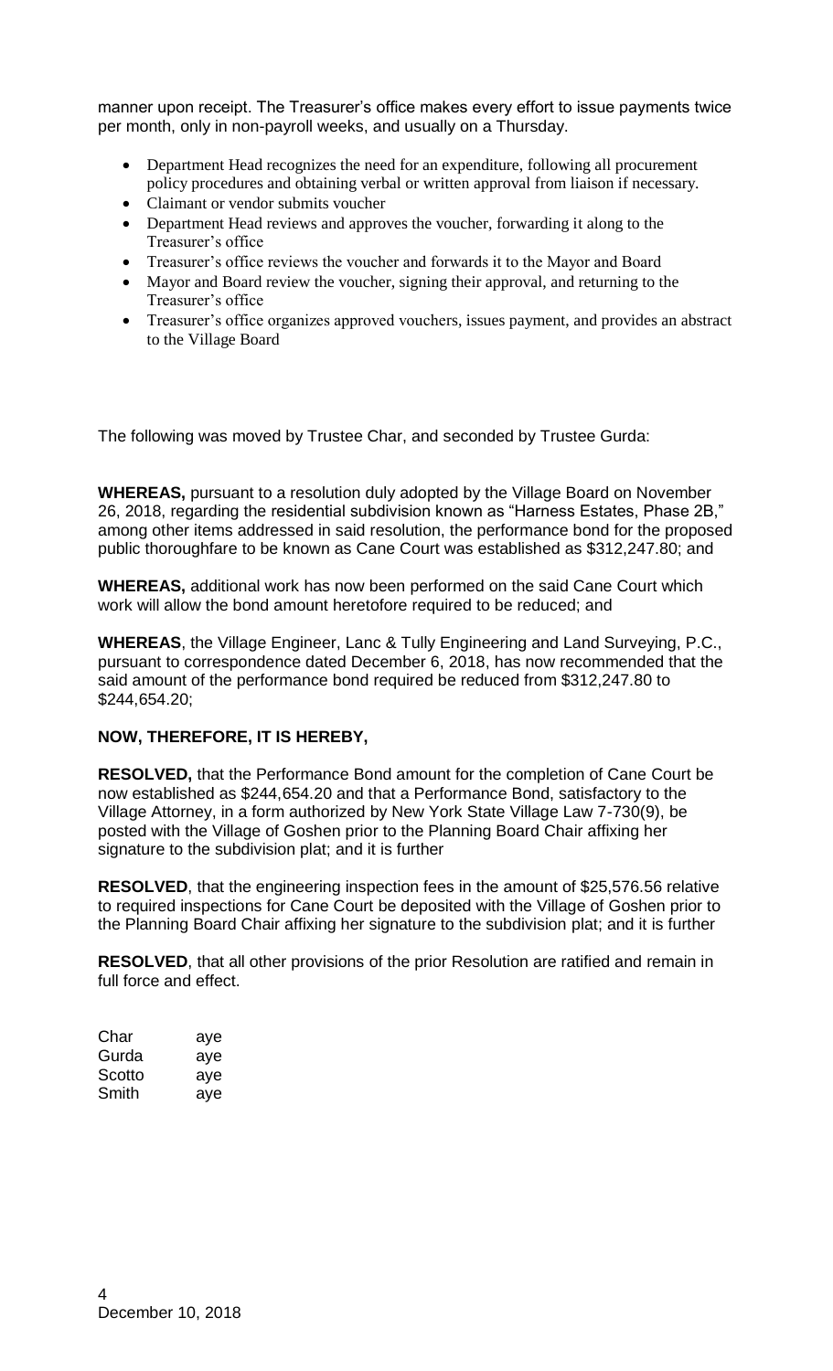manner upon receipt. The Treasurer's office makes every effort to issue payments twice per month, only in non-payroll weeks, and usually on a Thursday.

- Department Head recognizes the need for an expenditure, following all procurement policy procedures and obtaining verbal or written approval from liaison if necessary.
- Claimant or vendor submits voucher
- Department Head reviews and approves the voucher, forwarding it along to the Treasurer's office
- Treasurer's office reviews the voucher and forwards it to the Mayor and Board
- Mayor and Board review the voucher, signing their approval, and returning to the Treasurer's office
- Treasurer's office organizes approved vouchers, issues payment, and provides an abstract to the Village Board

The following was moved by Trustee Char, and seconded by Trustee Gurda:

**WHEREAS,** pursuant to a resolution duly adopted by the Village Board on November 26, 2018, regarding the residential subdivision known as "Harness Estates, Phase 2B," among other items addressed in said resolution, the performance bond for the proposed public thoroughfare to be known as Cane Court was established as $312,247.80; and

**WHEREAS,** additional work has now been performed on the said Cane Court which work will allow the bond amount heretofore required to be reduced; and

**WHEREAS**, the Village Engineer, Lanc & Tully Engineering and Land Surveying, P.C., pursuant to correspondence dated December 6, 2018, has now recommended that the said amount of the performance bond required be reduced from $312,247.80 to $244,654.20;

**NOW, THEREFORE, IT IS HEREBY,**

**RESOLVED,** that the Performance Bond amount for the completion of Cane Court be now established as $244,654.20 and that a Performance Bond, satisfactory to the Village Attorney, in a form authorized by New York State Village Law 7-730(9), be posted with the Village of Goshen prior to the Planning Board Chair affixing her signature to the subdivision plat; and it is further

**RESOLVED**, that the engineering inspection fees in the amount of $25,576.56 relative to required inspections for Cane Court be deposited with the Village of Goshen prior to the Planning Board Chair affixing her signature to the subdivision plat; and it is further

**RESOLVED**, that all other provisions of the prior Resolution are ratified and remain in full force and effect.

| | |
|---|---|
| Char | aye |
| Gurda | aye |
| Scotto | aye |
| Smith | aye |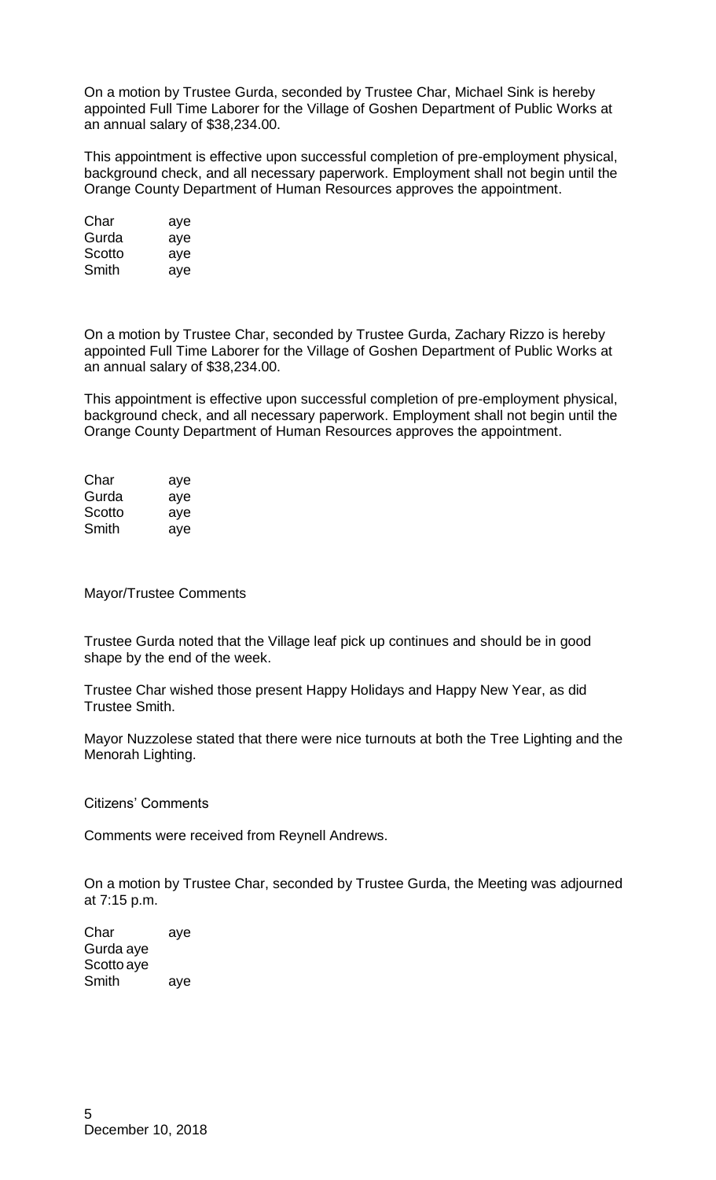On a motion by Trustee Gurda, seconded by Trustee Char, Michael Sink is hereby appointed Full Time Laborer for the Village of Goshen Department of Public Works at an annual salary of $38,234.00.

This appointment is effective upon successful completion of pre-employment physical, background check, and all necessary paperwork. Employment shall not begin until the Orange County Department of Human Resources approves the appointment.

| | |
|---|---|
| Char | aye |
| Gurda | aye |
| Scotto | aye |
| Smith | aye |

On a motion by Trustee Char, seconded by Trustee Gurda, Zachary Rizzo is hereby appointed Full Time Laborer for the Village of Goshen Department of Public Works at an annual salary of $38,234.00.

This appointment is effective upon successful completion of pre-employment physical, background check, and all necessary paperwork. Employment shall not begin until the Orange County Department of Human Resources approves the appointment.

| | |
|---|---|
| Char | aye |
| Gurda | aye |
| Scotto | aye |
| Smith | aye |

Mayor/Trustee Comments

Trustee Gurda noted that the Village leaf pick up continues and should be in good shape by the end of the week.

Trustee Char wished those present Happy Holidays and Happy New Year, as did Trustee Smith.

Mayor Nuzzolese stated that there were nice turnouts at both the Tree Lighting and the Menorah Lighting.

Citizens' Comments

Comments were received from Reynell Andrews.

On a motion by Trustee Char, seconded by Trustee Gurda, the Meeting was adjourned at 7:15 p.m.

| | |
|---|---|
| Char | aye |
| Gurda | aye |
| Scotto | aye |
| Smith | aye |

December 10, 2018